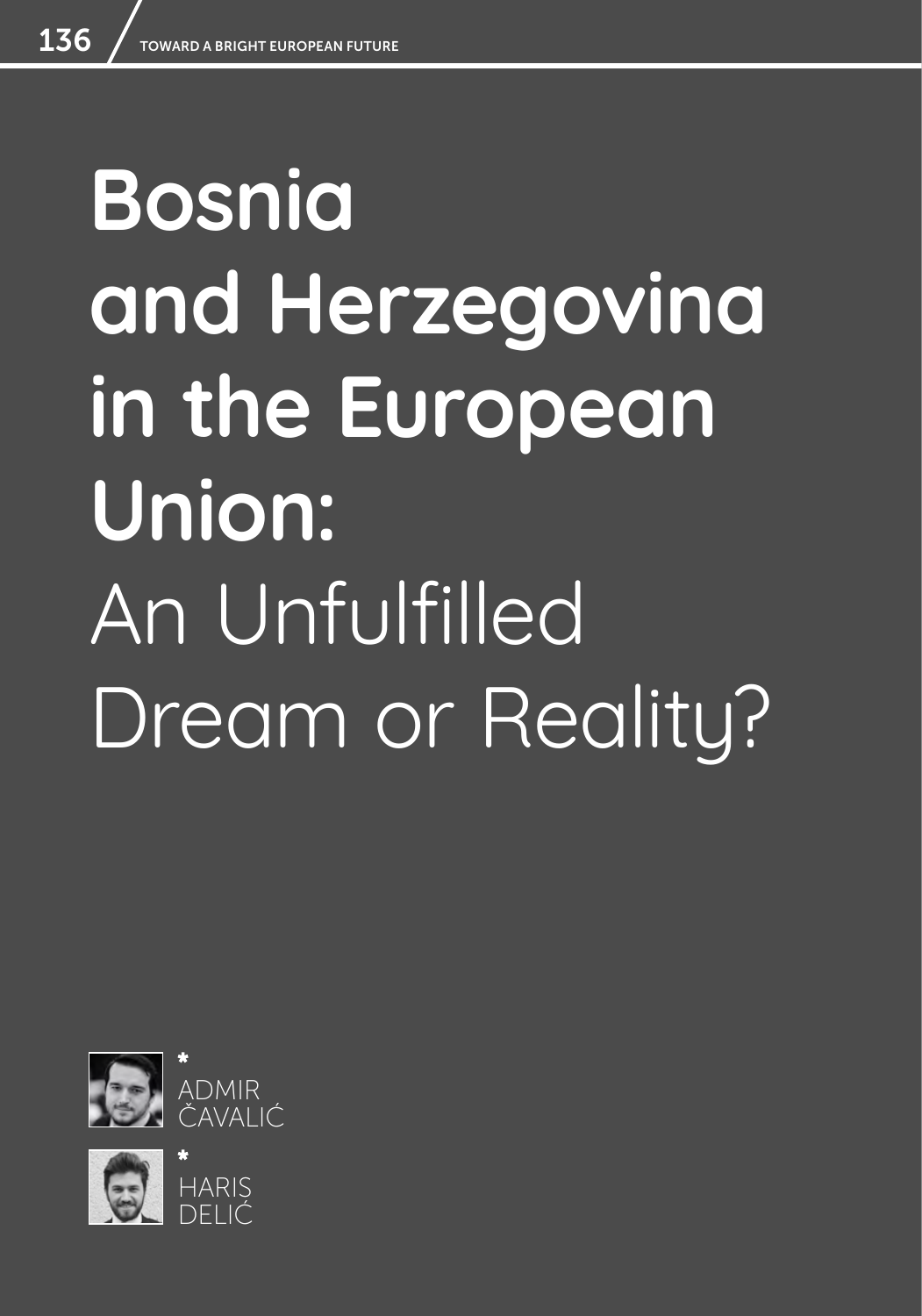# Bosnia and Herzegovina in the European Union: An Unfulfilled Dream or Reality?

* ADMIR ČAVALIĆ

* HARIS DELIĆ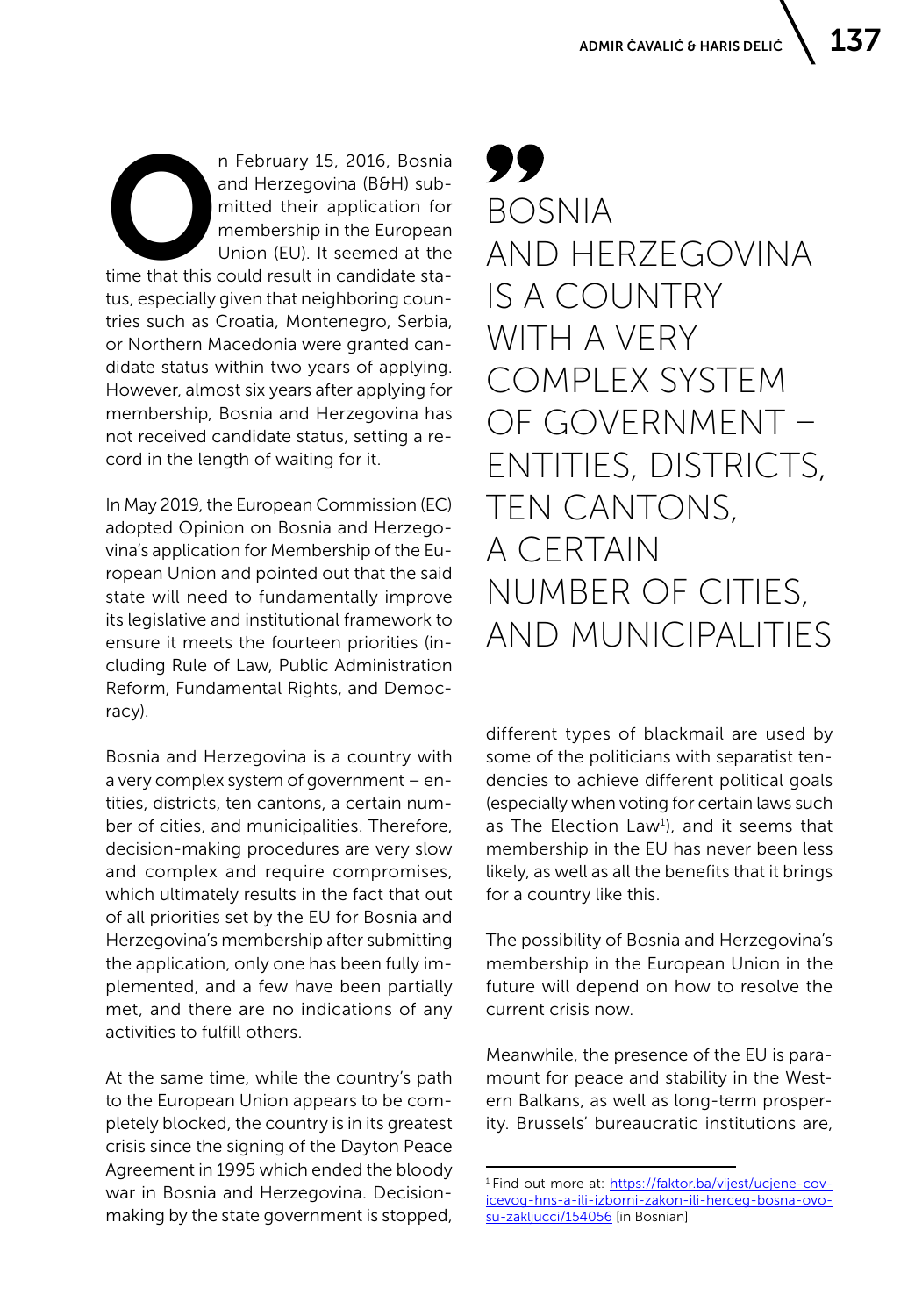On February 15, 2016, Bosnia and Herzegovina (B&H) submitted their application for membership in the European Union (EU). It seemed at the time that this could result in candidate status, especially given that neighboring countries such as Croatia, Montenegro, Serbia, or Northern Macedonia were granted candidate status within two years of applying. However, almost six years after applying for membership, Bosnia and Herzegovina has not received candidate status, setting a record in the length of waiting for it.

In May 2019, the European Commission (EC) adopted Opinion on Bosnia and Herzegovina's application for Membership of the European Union and pointed out that the said state will need to fundamentally improve its legislative and institutional framework to ensure it meets the fourteen priorities (including Rule of Law, Public Administration Reform, Fundamental Rights, and Democracy).

Bosnia and Herzegovina is a country with a very complex system of government – entities, districts, ten cantons, a certain number of cities, and municipalities. Therefore, decision-making procedures are very slow and complex and require compromises, which ultimately results in the fact that out of all priorities set by the EU for Bosnia and Herzegovina's membership after submitting the application, only one has been fully implemented, and a few have been partially met, and there are no indications of any activities to fulfill others.

At the same time, while the country's path to the European Union appears to be completely blocked, the country is in its greatest crisis since the signing of the Dayton Peace Agreement in 1995 which ended the bloody war in Bosnia and Herzegovina. Decision-making by the state government is stopped, different types of blackmail are used by some of the politicians with separatist tendencies to achieve different political goals (especially when voting for certain laws such as The Election Law[1]), and it seems that membership in the EU has never been less likely, as well as all the benefits that it brings for a country like this.

> BOSNIA AND HERZEGOVINA IS A COUNTRY WITH A VERY COMPLEX SYSTEM OF GOVERNMENT – ENTITIES, DISTRICTS, TEN CANTONS, A CERTAIN NUMBER OF CITIES, AND MUNICIPALITIES

The possibility of Bosnia and Herzegovina's membership in the European Union in the future will depend on how to resolve the current crisis now.

Meanwhile, the presence of the EU is paramount for peace and stability in the Western Balkans, as well as long-term prosperity. Brussels' bureaucratic institutions are,

---

[1] Find out more at: [https://faktor.ba/vijest/ucjene-covicevog-hns-a-ili-izborni-zakon-ili-herceg-bosna-ovo-su-zakljucci/154056](https://faktor.ba/vijest/ucjene-covicevog-hns-a-ili-izborni-zakon-ili-herceg-bosna-ovo-su-zakljucci/154056) [in Bosnian]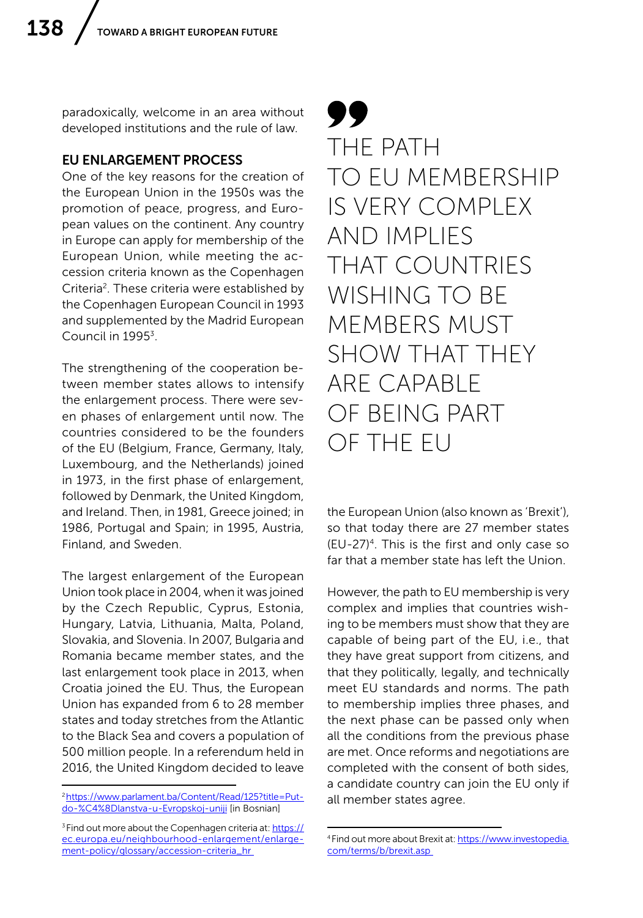paradoxically, welcome in an area without developed institutions and the rule of law.

## EU ENLARGEMENT PROCESS

One of the key reasons for the creation of the European Union in the 1950s was the promotion of peace, progress, and European values on the continent. Any country in Europe can apply for membership of the European Union, while meeting the accession criteria known as the Copenhagen Criteria[2]. These criteria were established by the Copenhagen European Council in 1993 and supplemented by the Madrid European Council in 1995[3].

The strengthening of the cooperation between member states allows to intensify the enlargement process. There were seven phases of enlargement until now. The countries considered to be the founders of the EU (Belgium, France, Germany, Italy, Luxembourg, and the Netherlands) joined in 1973, in the first phase of enlargement, followed by Denmark, the United Kingdom, and Ireland. Then, in 1981, Greece joined; in 1986, Portugal and Spain; in 1995, Austria, Finland, and Sweden.

The largest enlargement of the European Union took place in 2004, when it was joined by the Czech Republic, Cyprus, Estonia, Hungary, Latvia, Lithuania, Malta, Poland, Slovakia, and Slovenia. In 2007, Bulgaria and Romania became member states, and the last enlargement took place in 2013, when Croatia joined the EU. Thus, the European Union has expanded from 6 to 28 member states and today stretches from the Atlantic to the Black Sea and covers a population of 500 million people. In a referendum held in 2016, the United Kingdom decided to leave the European Union (also known as 'Brexit'), so that today there are 27 member states (EU-27)[4]. This is the first and only case so far that a member state has left the Union.

> THE PATH TO EU MEMBERSHIP IS VERY COMPLEX AND IMPLIES THAT COUNTRIES WISHING TO BE MEMBERS MUST SHOW THAT THEY ARE CAPABLE OF BEING PART OF THE EU

However, the path to EU membership is very complex and implies that countries wishing to be members must show that they are capable of being part of the EU, i.e., that they have great support from citizens, and that they politically, legally, and technically meet EU standards and norms. The path to membership implies three phases, and the next phase can be passed only when all the conditions from the previous phase are met. Once reforms and negotiations are completed with the consent of both sides, a candidate country can join the EU only if all member states agree.

---

[2] https://www.parlament.ba/Content/Read/125?title=Put-do-%C4%8Dlanstva-u-Evropskoj-uniji [in Bosnian]

[3] Find out more about the Copenhagen criteria at: https://ec.europa.eu/neighbourhood-enlargement/enlargement-policy/glossary/accession-criteria_hr

[4] Find out more about Brexit at: https://www.investopedia.com/terms/b/brexit.asp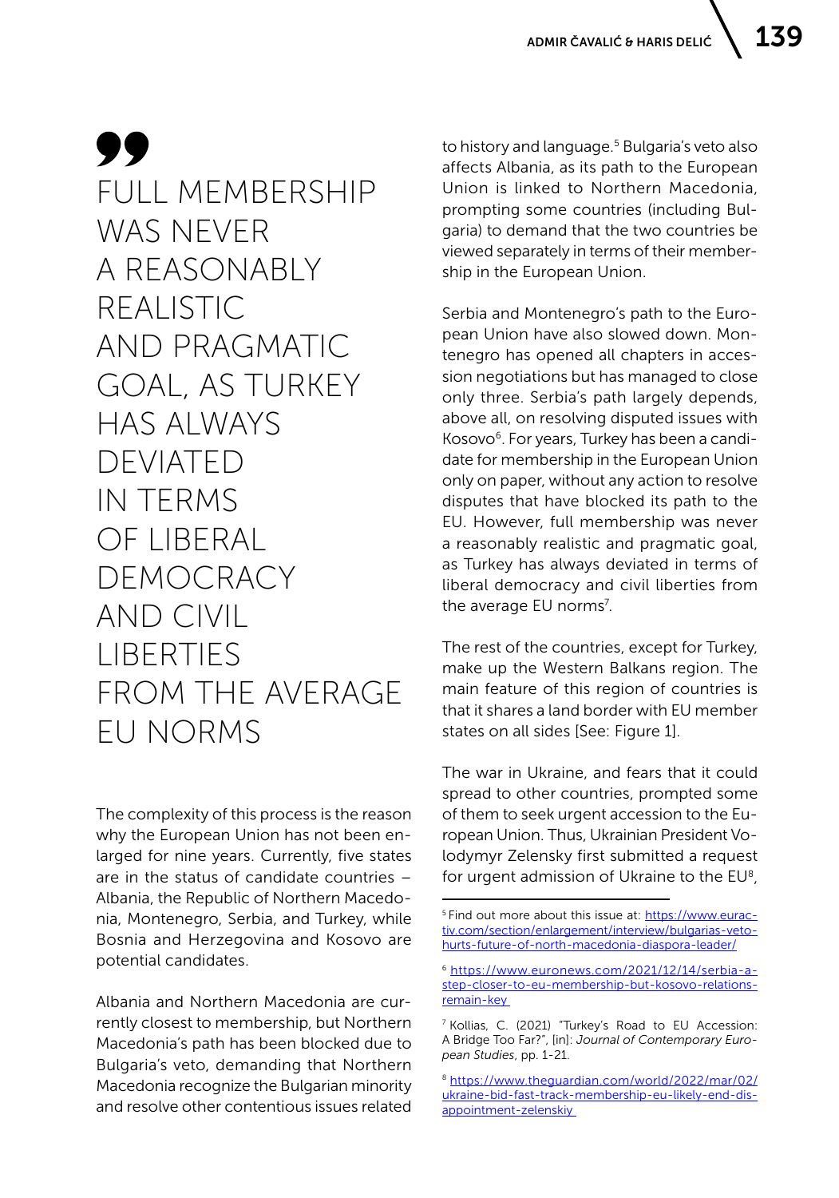> FULL MEMBERSHIP WAS NEVER A REASONABLY REALISTIC AND PRAGMATIC GOAL, AS TURKEY HAS ALWAYS DEVIATED IN TERMS OF LIBERAL DEMOCRACY AND CIVIL LIBERTIES FROM THE AVERAGE EU NORMS

The complexity of this process is the reason why the European Union has not been enlarged for nine years. Currently, five states are in the status of candidate countries – Albania, the Republic of Northern Macedonia, Montenegro, Serbia, and Turkey, while Bosnia and Herzegovina and Kosovo are potential candidates.

Albania and Northern Macedonia are currently closest to membership, but Northern Macedonia's path has been blocked due to Bulgaria's veto, demanding that Northern Macedonia recognize the Bulgarian minority and resolve other contentious issues related to history and language.[5] Bulgaria's veto also affects Albania, as its path to the European Union is linked to Northern Macedonia, prompting some countries (including Bulgaria) to demand that the two countries be viewed separately in terms of their membership in the European Union.

Serbia and Montenegro's path to the European Union have also slowed down. Montenegro has opened all chapters in accession negotiations but has managed to close only three. Serbia's path largely depends, above all, on resolving disputed issues with Kosovo[6]. For years, Turkey has been a candidate for membership in the European Union only on paper, without any action to resolve disputes that have blocked its path to the EU. However, full membership was never a reasonably realistic and pragmatic goal, as Turkey has always deviated in terms of liberal democracy and civil liberties from the average EU norms[7].

The rest of the countries, except for Turkey, make up the Western Balkans region. The main feature of this region of countries is that it shares a land border with EU member states on all sides [See: Figure 1].

The war in Ukraine, and fears that it could spread to other countries, prompted some of them to seek urgent accession to the European Union. Thus, Ukrainian President Volodymyr Zelensky first submitted a request for urgent admission of Ukraine to the EU[8],

---

[5] Find out more about this issue at: https://www.euractiv.com/section/enlargement/interview/bulgarias-veto-hurts-future-of-north-macedonia-diaspora-leader/

[6] https://www.euronews.com/2021/12/14/serbia-a-step-closer-to-eu-membership-but-kosovo-relations-remain-key

[7] Kollias, C. (2021) "Turkey's Road to EU Accession: A Bridge Too Far?", [in]: *Journal of Contemporary European Studies*, pp. 1-21.

[8] https://www.theguardian.com/world/2022/mar/02/ukraine-bid-fast-track-membership-eu-likely-end-disappointment-zelenskiy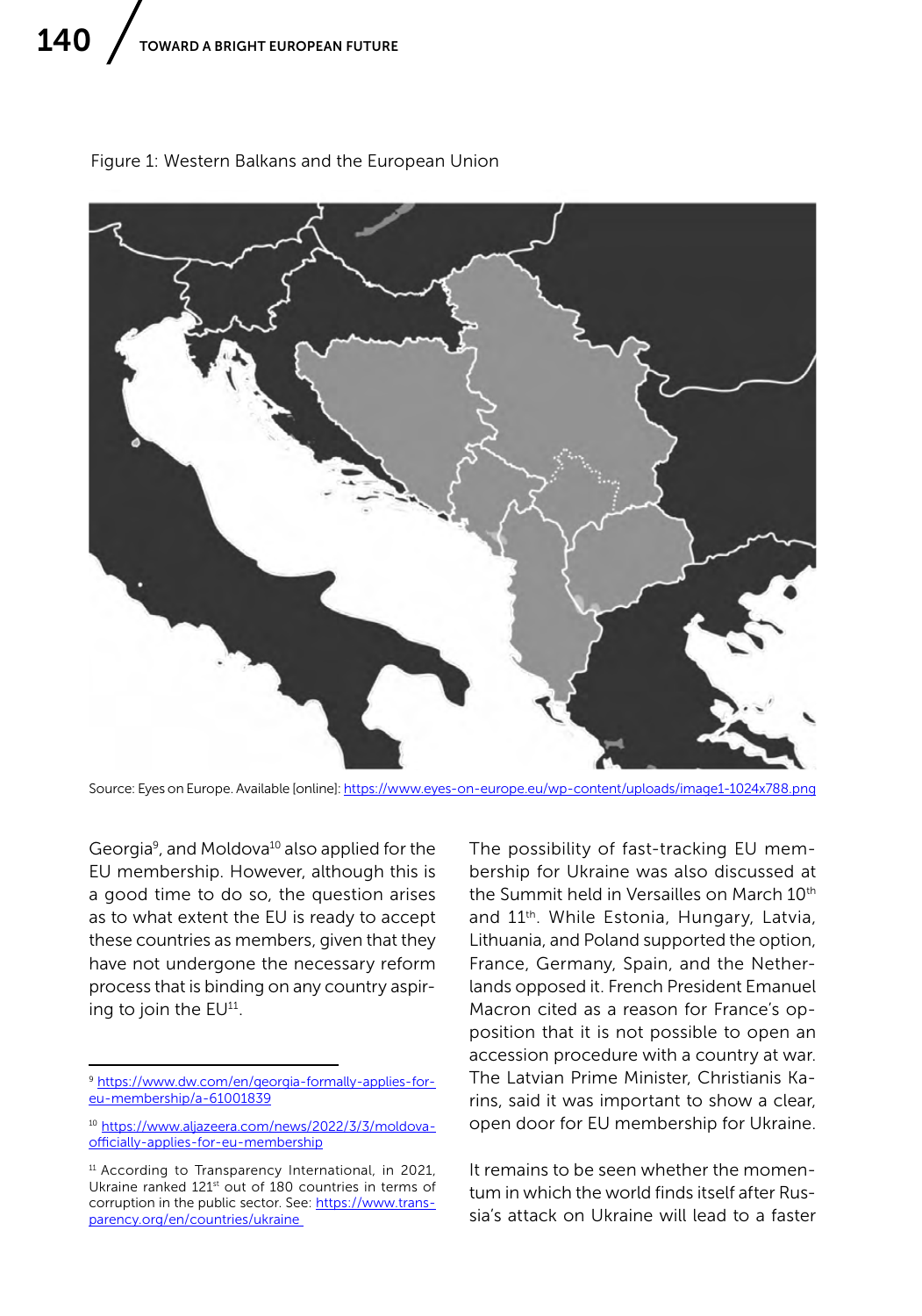Figure 1: Western Balkans and the European Union

Source: Eyes on Europe. Available [online]: https://www.eyes-on-europe.eu/wp-content/uploads/image1-1024x788.png

Georgia[9], and Moldova[10] also applied for the EU membership. However, although this is a good time to do so, the question arises as to what extent the EU is ready to accept these countries as members, given that they have not undergone the necessary reform process that is binding on any country aspiring to join the EU[11].

The possibility of fast-tracking EU membership for Ukraine was also discussed at the Summit held in Versailles on March 10th and 11th. While Estonia, Hungary, Latvia, Lithuania, and Poland supported the option, France, Germany, Spain, and the Netherlands opposed it. French President Emanuel Macron cited as a reason for France's opposition that it is not possible to open an accession procedure with a country at war. The Latvian Prime Minister, Christianis Karins, said it was important to show a clear, open door for EU membership for Ukraine.

It remains to be seen whether the momentum in which the world finds itself after Russia's attack on Ukraine will lead to a faster

[9] https://www.dw.com/en/georgia-formally-applies-for-eu-membership/a-61001839

[10] https://www.aljazeera.com/news/2022/3/3/moldova-officially-applies-for-eu-membership

[11] According to Transparency International, in 2021, Ukraine ranked 121st out of 180 countries in terms of corruption in the public sector. See: https://www.transparency.org/en/countries/ukraine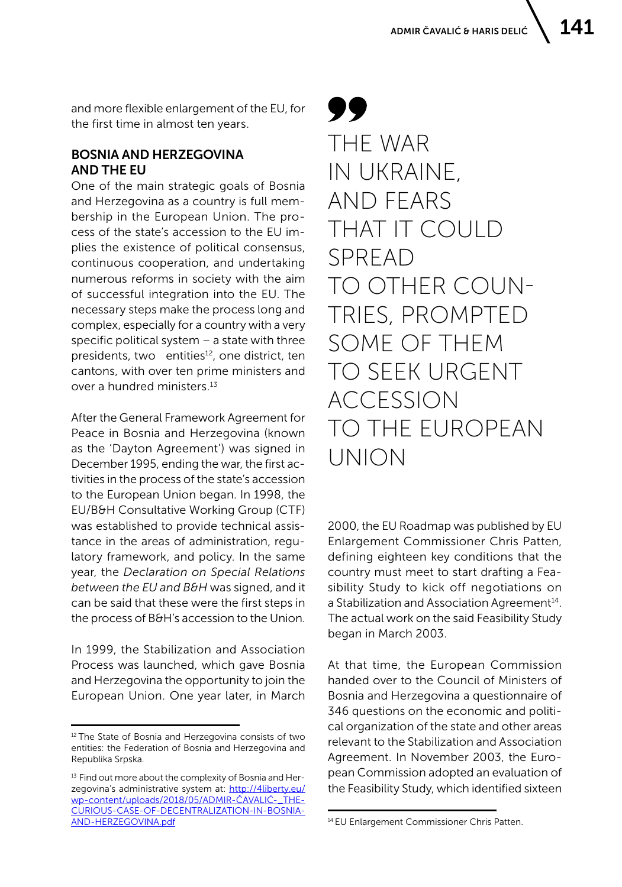and more flexible enlargement of the EU, for the first time in almost ten years.

## BOSNIA AND HERZEGOVINA AND THE EU

One of the main strategic goals of Bosnia and Herzegovina as a country is full membership in the European Union. The process of the state's accession to the EU implies the existence of political consensus, continuous cooperation, and undertaking numerous reforms in society with the aim of successful integration into the EU. The necessary steps make the process long and complex, especially for a country with a very specific political system – a state with three presidents, two entities[12], one district, ten cantons, with over ten prime ministers and over a hundred ministers.[13]

After the General Framework Agreement for Peace in Bosnia and Herzegovina (known as the 'Dayton Agreement') was signed in December 1995, ending the war, the first activities in the process of the state's accession to the European Union began. In 1998, the EU/B&H Consultative Working Group (CTF) was established to provide technical assistance in the areas of administration, regulatory framework, and policy. In the same year, the *Declaration on Special Relations between the EU and B&H* was signed, and it can be said that these were the first steps in the process of B&H's accession to the Union.

In 1999, the Stabilization and Association Process was launched, which gave Bosnia and Herzegovina the opportunity to join the European Union. One year later, in March 2000, the EU Roadmap was published by EU Enlargement Commissioner Chris Patten, defining eighteen key conditions that the country must meet to start drafting a Feasibility Study to kick off negotiations on a Stabilization and Association Agreement[14]. The actual work on the said Feasibility Study began in March 2003.

> THE WAR IN UKRAINE, AND FEARS THAT IT COULD SPREAD TO OTHER COUNTRIES, PROMPTED SOME OF THEM TO SEEK URGENT ACCESSION TO THE EUROPEAN UNION

At that time, the European Commission handed over to the Council of Ministers of Bosnia and Herzegovina a questionnaire of 346 questions on the economic and political organization of the state and other areas relevant to the Stabilization and Association Agreement. In November 2003, the European Commission adopted an evaluation of the Feasibility Study, which identified sixteen

---

[12] The State of Bosnia and Herzegovina consists of two entities: the Federation of Bosnia and Herzegovina and Republika Srpska.

[13] Find out more about the complexity of Bosnia and Herzegovina's administrative system at: [http://4liberty.eu/wp-content/uploads/2018/05/ADMIR-ČAVALIĆ-_THE-CURIOUS-CASE-OF-DECENTRALIZATION-IN-BOSNIA-AND-HERZEGOVINA.pdf](http://4liberty.eu/wp-content/uploads/2018/05/ADMIR-ČAVALIĆ-_THE-CURIOUS-CASE-OF-DECENTRALIZATION-IN-BOSNIA-AND-HERZEGOVINA.pdf)

[14] EU Enlargement Commissioner Chris Patten.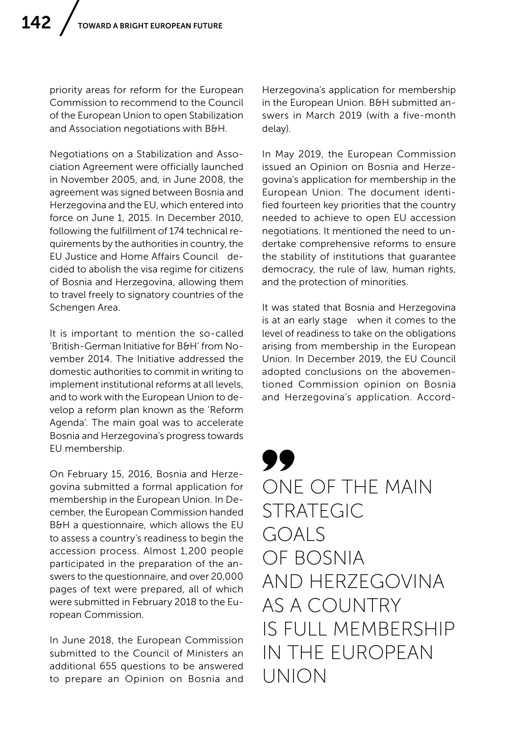priority areas for reform for the European Commission to recommend to the Council of the European Union to open Stabilization and Association negotiations with B&H.

Negotiations on a Stabilization and Association Agreement were officially launched in November 2005, and, in June 2008, the agreement was signed between Bosnia and Herzegovina and the EU, which entered into force on June 1, 2015. In December 2010, following the fulfillment of 174 technical requirements by the authorities in country, the EU Justice and Home Affairs Council decided to abolish the visa regime for citizens of Bosnia and Herzegovina, allowing them to travel freely to signatory countries of the Schengen Area.

It is important to mention the so-called 'British-German Initiative for B&H' from November 2014. The Initiative addressed the domestic authorities to commit in writing to implement institutional reforms at all levels, and to work with the European Union to develop a reform plan known as the 'Reform Agenda'. The main goal was to accelerate Bosnia and Herzegovina's progress towards EU membership.

On February 15, 2016, Bosnia and Herzegovina submitted a formal application for membership in the European Union. In December, the European Commission handed B&H a questionnaire, which allows the EU to assess a country's readiness to begin the accession process. Almost 1,200 people participated in the preparation of the answers to the questionnaire, and over 20,000 pages of text were prepared, all of which were submitted in February 2018 to the European Commission.

In June 2018, the European Commission submitted to the Council of Ministers an additional 655 questions to be answered to prepare an Opinion on Bosnia and Herzegovina's application for membership in the European Union. B&H submitted answers in March 2019 (with a five-month delay).

In May 2019, the European Commission issued an Opinion on Bosnia and Herzegovina's application for membership in the European Union. The document identified fourteen key priorities that the country needed to achieve to open EU accession negotiations. It mentioned the need to undertake comprehensive reforms to ensure the stability of institutions that guarantee democracy, the rule of law, human rights, and the protection of minorities.

It was stated that Bosnia and Herzegovina is at an early stage when it comes to the level of readiness to take on the obligations arising from membership in the European Union. In December 2019, the EU Council adopted conclusions on the abovementioned Commission opinion on Bosnia and Herzegovina's application. Accord-

> ONE OF THE MAIN STRATEGIC GOALS OF BOSNIA AND HERZEGOVINA AS A COUNTRY IS FULL MEMBERSHIP IN THE EUROPEAN UNION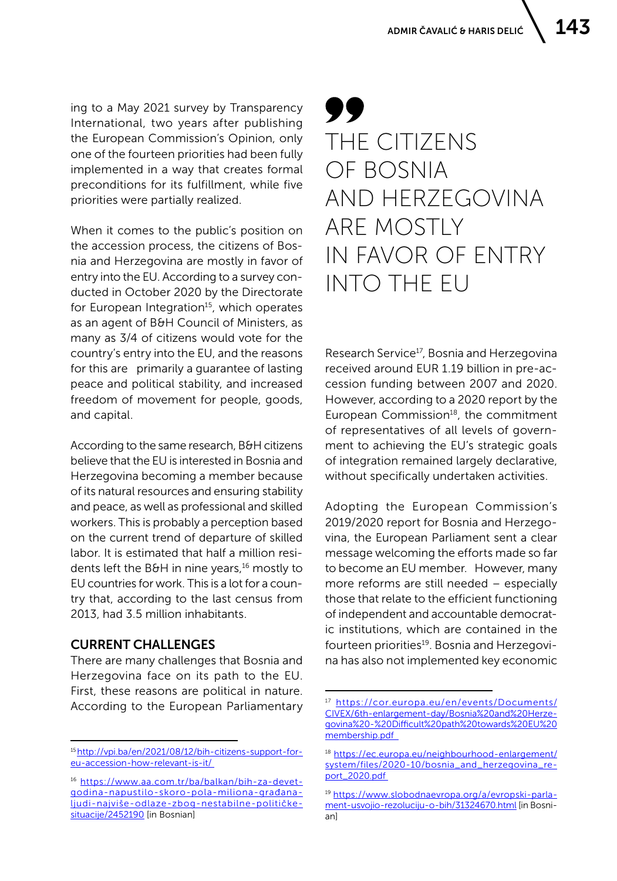ing to a May 2021 survey by Transparency International, two years after publishing the European Commission's Opinion, only one of the fourteen priorities had been fully implemented in a way that creates formal preconditions for its fulfillment, while five priorities were partially realized.

When it comes to the public's position on the accession process, the citizens of Bosnia and Herzegovina are mostly in favor of entry into the EU. According to a survey conducted in October 2020 by the Directorate for European Integration[15], which operates as an agent of B&H Council of Ministers, as many as 3/4 of citizens would vote for the country's entry into the EU, and the reasons for this are primarily a guarantee of lasting peace and political stability, and increased freedom of movement for people, goods, and capital.

> THE CITIZENS OF BOSNIA AND HERZEGOVINA ARE MOSTLY IN FAVOR OF ENTRY INTO THE EU

According to the same research, B&H citizens believe that the EU is interested in Bosnia and Herzegovina becoming a member because of its natural resources and ensuring stability and peace, as well as professional and skilled workers. This is probably a perception based on the current trend of departure of skilled labor. It is estimated that half a million residents left the B&H in nine years,[16] mostly to EU countries for work. This is a lot for a country that, according to the last census from 2013, had 3.5 million inhabitants.

## CURRENT CHALLENGES

There are many challenges that Bosnia and Herzegovina face on its path to the EU. First, these reasons are political in nature. According to the European Parliamentary Research Service[17], Bosnia and Herzegovina received around EUR 1.19 billion in pre-accession funding between 2007 and 2020. However, according to a 2020 report by the European Commission[18], the commitment of representatives of all levels of government to achieving the EU's strategic goals of integration remained largely declarative, without specifically undertaken activities.

Adopting the European Commission's 2019/2020 report for Bosnia and Herzegovina, the European Parliament sent a clear message welcoming the efforts made so far to become an EU member. However, many more reforms are still needed – especially those that relate to the efficient functioning of independent and accountable democratic institutions, which are contained in the fourteen priorities[19]. Bosnia and Herzegovina has also not implemented key economic

---

[15] http://vpi.ba/en/2021/08/12/bih-citizens-support-for-eu-accession-how-relevant-is-it/

[16] https://www.aa.com.tr/ba/balkan/bih-za-devet-godina-napustilo-skoro-pola-miliona-građana-ljudi-najviše-odlaze-zbog-nestabilne-političke-situacije/2452190 [in Bosnian]

[17] https://cor.europa.eu/en/events/Documents/CIVEX/6th-enlargement-day/Bosnia%20and%20Herzegovina%20-%20Difficult%20path%20towards%20EU%20membership.pdf

[18] https://ec.europa.eu/neighbourhood-enlargement/system/files/2020-10/bosnia_and_herzegovina_report_2020.pdf

[19] https://www.slobodnaevropa.org/a/evropski-parlament-usvojio-rezoluciju-o-bih/31324670.html [in Bosnian]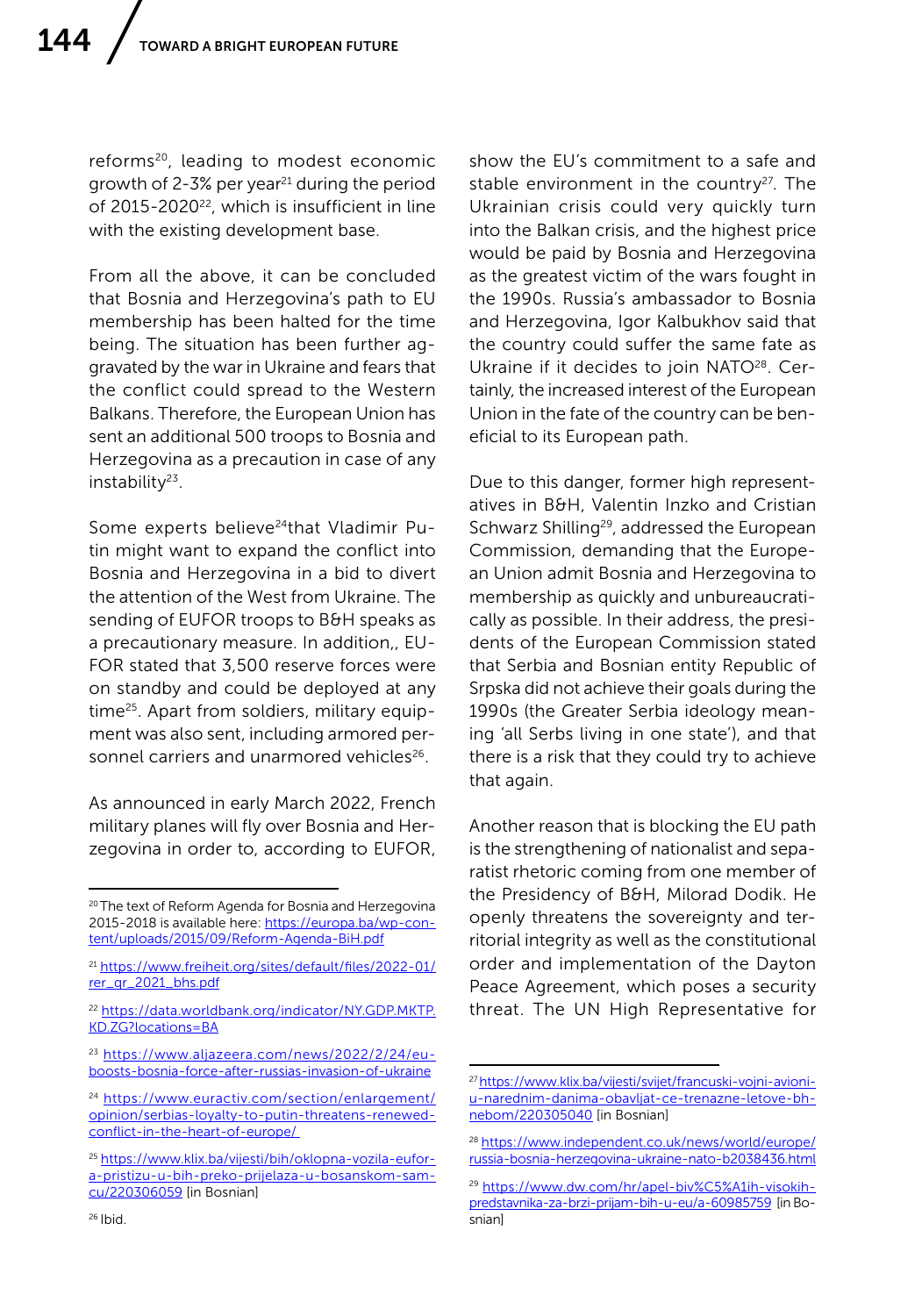reforms[20], leading to modest economic growth of 2-3% per year[21] during the period of 2015-2020[22], which is insufficient in line with the existing development base.

From all the above, it can be concluded that Bosnia and Herzegovina's path to EU membership has been halted for the time being. The situation has been further aggravated by the war in Ukraine and fears that the conflict could spread to the Western Balkans. Therefore, the European Union has sent an additional 500 troops to Bosnia and Herzegovina as a precaution in case of any instability[23].

Some experts believe[24]that Vladimir Putin might want to expand the conflict into Bosnia and Herzegovina in a bid to divert the attention of the West from Ukraine. The sending of EUFOR troops to B&H speaks as a precautionary measure. In addition,, EUFOR stated that 3,500 reserve forces were on standby and could be deployed at any time[25]. Apart from soldiers, military equipment was also sent, including armored personnel carriers and unarmored vehicles[26].

As announced in early March 2022, French military planes will fly over Bosnia and Herzegovina in order to, according to EUFOR, show the EU's commitment to a safe and stable environment in the country[27]. The Ukrainian crisis could very quickly turn into the Balkan crisis, and the highest price would be paid by Bosnia and Herzegovina as the greatest victim of the wars fought in the 1990s. Russia's ambassador to Bosnia and Herzegovina, Igor Kalbukhov said that the country could suffer the same fate as Ukraine if it decides to join NATO[28]. Certainly, the increased interest of the European Union in the fate of the country can be beneficial to its European path.

Due to this danger, former high representatives in B&H, Valentin Inzko and Cristian Schwarz Shilling[29], addressed the European Commission, demanding that the European Union admit Bosnia and Herzegovina to membership as quickly and unbureaucratically as possible. In their address, the presidents of the European Commission stated that Serbia and Bosnian entity Republic of Srpska did not achieve their goals during the 1990s (the Greater Serbia ideology meaning 'all Serbs living in one state'), and that there is a risk that they could try to achieve that again.

Another reason that is blocking the EU path is the strengthening of nationalist and separatist rhetoric coming from one member of the Presidency of B&H, Milorad Dodik. He openly threatens the sovereignty and territorial integrity as well as the constitutional order and implementation of the Dayton Peace Agreement, which poses a security threat. The UN High Representative for

---

[20] The text of Reform Agenda for Bosnia and Herzegovina 2015-2018 is available here: https://europa.ba/wp-content/uploads/2015/09/Reform-Agenda-BiH.pdf

[21] https://www.freiheit.org/sites/default/files/2022-01/rer_qr_2021_bhs.pdf

[22] https://data.worldbank.org/indicator/NY.GDP.MKTP.KD.ZG?locations=BA

[23] https://www.aljazeera.com/news/2022/2/24/eu-boosts-bosnia-force-after-russias-invasion-of-ukraine

[24] https://www.euractiv.com/section/enlargement/opinion/serbias-loyalty-to-putin-threatens-renewed-conflict-in-the-heart-of-europe/

[25] https://www.klix.ba/vijesti/bih/oklopna-vozila-eufor-a-pristizu-u-bih-preko-prijelaza-u-bosanskom-samcu/220306059 [in Bosnian]

[26] Ibid.

[27] https://www.klix.ba/vijesti/svijet/francuski-vojni-avioni-u-narednim-danima-obavljat-ce-trenazne-letove-bh-nebom/220305040 [in Bosnian]

[28] https://www.independent.co.uk/news/world/europe/russia-bosnia-herzegovina-ukraine-nato-b2038436.html

[29] https://www.dw.com/hr/apel-biv%C5%A1ih-visokih-predstavnika-za-brzi-prijam-bih-u-eu/a-60985759 [in Bosnian]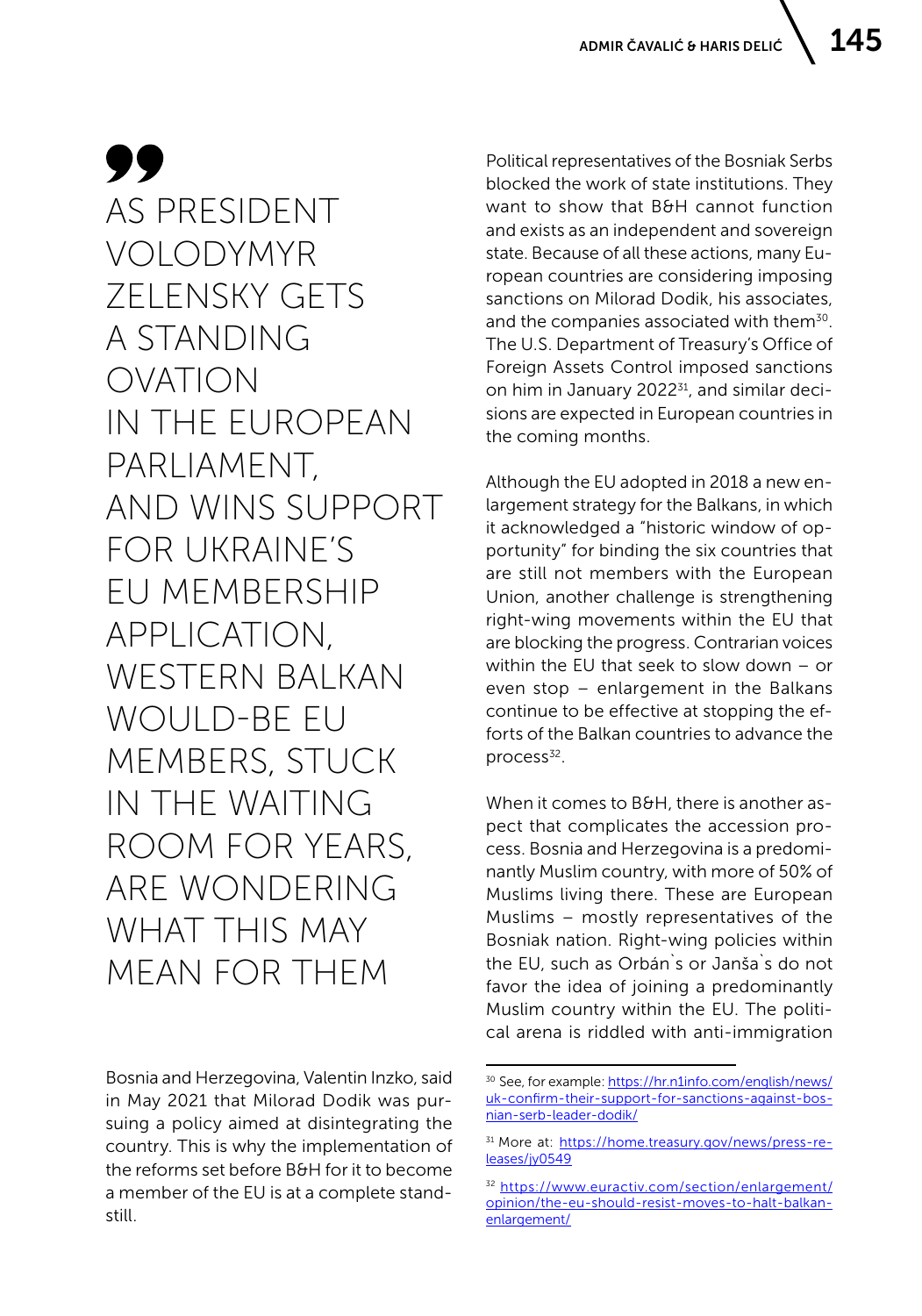> **AS PRESIDENT VOLODYMYR ZELENSKY GETS A STANDING OVATION IN THE EUROPEAN PARLIAMENT, AND WINS SUPPORT FOR UKRAINE'S EU MEMBERSHIP APPLICATION, WESTERN BALKAN WOULD-BE EU MEMBERS, STUCK IN THE WAITING ROOM FOR YEARS, ARE WONDERING WHAT THIS MAY MEAN FOR THEM**

Bosnia and Herzegovina, Valentin Inzko, said in May 2021 that Milorad Dodik was pursuing a policy aimed at disintegrating the country. This is why the implementation of the reforms set before B&H for it to become a member of the EU is at a complete standstill.

Political representatives of the Bosniak Serbs blocked the work of state institutions. They want to show that B&H cannot function and exists as an independent and sovereign state. Because of all these actions, many European countries are considering imposing sanctions on Milorad Dodik, his associates, and the companies associated with them[30]. The U.S. Department of Treasury's Office of Foreign Assets Control imposed sanctions on him in January 2022[31], and similar decisions are expected in European countries in the coming months.

Although the EU adopted in 2018 a new enlargement strategy for the Balkans, in which it acknowledged a "historic window of opportunity" for binding the six countries that are still not members with the European Union, another challenge is strengthening right-wing movements within the EU that are blocking the progress. Contrarian voices within the EU that seek to slow down – or even stop – enlargement in the Balkans continue to be effective at stopping the efforts of the Balkan countries to advance the process[32].

When it comes to B&H, there is another aspect that complicates the accession process. Bosnia and Herzegovina is a predominantly Muslim country, with more of 50% of Muslims living there. These are European Muslims – mostly representatives of the Bosniak nation. Right-wing policies within the EU, such as Orbán`s or Janša`s do not favor the idea of joining a predominantly Muslim country within the EU. The political arena is riddled with anti-immigration

---

[30] See, for example: https://hr.n1info.com/english/news/uk-confirm-their-support-for-sanctions-against-bosnian-serb-leader-dodik/

[31] More at: https://home.treasury.gov/news/press-releases/jy0549

[32] https://www.euractiv.com/section/enlargement/opinion/the-eu-should-resist-moves-to-halt-balkan-enlargement/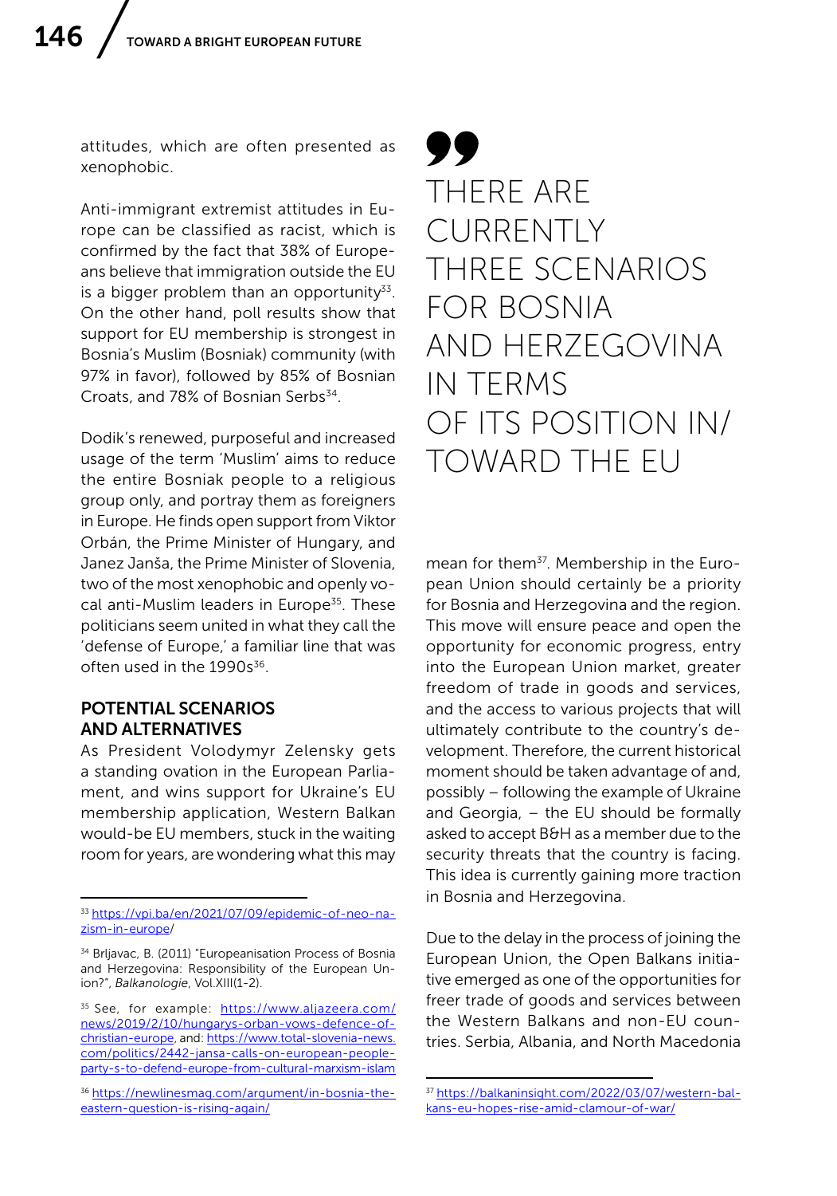attitudes, which are often presented as xenophobic.

Anti-immigrant extremist attitudes in Europe can be classified as racist, which is confirmed by the fact that 38% of Europeans believe that immigration outside the EU is a bigger problem than an opportunity[33]. On the other hand, poll results show that support for EU membership is strongest in Bosnia's Muslim (Bosniak) community (with 97% in favor), followed by 85% of Bosnian Croats, and 78% of Bosnian Serbs[34].

Dodik's renewed, purposeful and increased usage of the term 'Muslim' aims to reduce the entire Bosniak people to a religious group only, and portray them as foreigners in Europe. He finds open support from Viktor Orbán, the Prime Minister of Hungary, and Janez Janša, the Prime Minister of Slovenia, two of the most xenophobic and openly vocal anti-Muslim leaders in Europe[35]. These politicians seem united in what they call the 'defense of Europe,' a familiar line that was often used in the 1990s[36].

## POTENTIAL SCENARIOS AND ALTERNATIVES

As President Volodymyr Zelensky gets a standing ovation in the European Parliament, and wins support for Ukraine's EU membership application, Western Balkan would-be EU members, stuck in the waiting room for years, are wondering what this may mean for them[37]. Membership in the European Union should certainly be a priority for Bosnia and Herzegovina and the region. This move will ensure peace and open the opportunity for economic progress, entry into the European Union market, greater freedom of trade in goods and services, and the access to various projects that will ultimately contribute to the country's development. Therefore, the current historical moment should be taken advantage of and, possibly – following the example of Ukraine and Georgia, – the EU should be formally asked to accept B&H as a member due to the security threats that the country is facing. This idea is currently gaining more traction in Bosnia and Herzegovina.

> THERE ARE CURRENTLY THREE SCENARIOS FOR BOSNIA AND HERZEGOVINA IN TERMS OF ITS POSITION IN/TOWARD THE EU

Due to the delay in the process of joining the European Union, the Open Balkans initiative emerged as one of the opportunities for freer trade of goods and services between the Western Balkans and non-EU countries. Serbia, Albania, and North Macedonia

---

[33] https://vpi.ba/en/2021/07/09/epidemic-of-neo-nazism-in-europe/

[34] Brljavac, B. (2011) "Europeanisation Process of Bosnia and Herzegovina: Responsibility of the European Union?", *Balkanologie*, Vol.XIII(1-2).

[35] See, for example: https://www.aljazeera.com/news/2019/2/10/hungarys-orban-vows-defence-of-christian-europe, and: https://www.total-slovenia-news.com/politics/2442-jansa-calls-on-european-people-party-s-to-defend-europe-from-cultural-marxism-islam

[36] https://newlinesmag.com/argument/in-bosnia-the-eastern-question-is-rising-again/

[37] https://balkaninsight.com/2022/03/07/western-balkans-eu-hopes-rise-amid-clamour-of-war/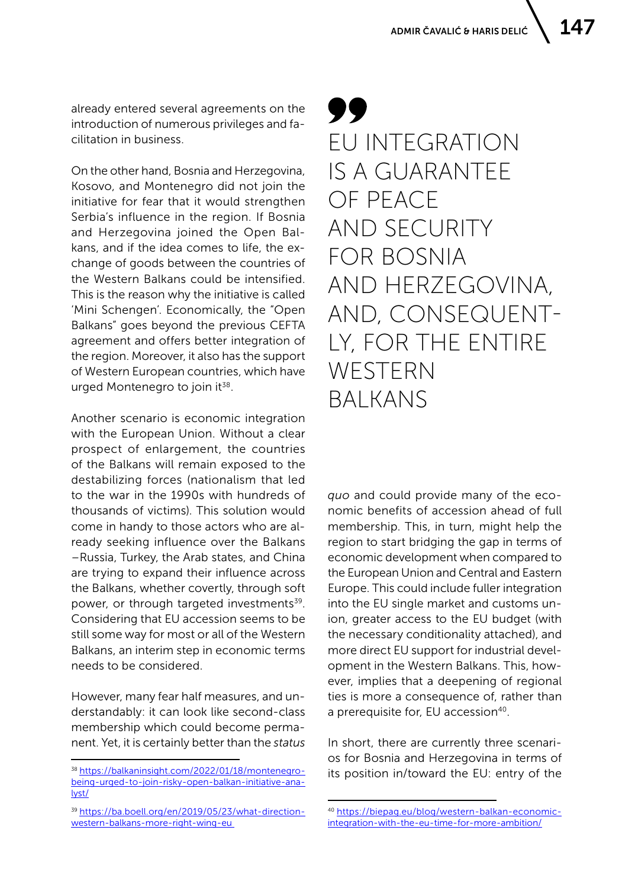already entered several agreements on the introduction of numerous privileges and facilitation in business.

On the other hand, Bosnia and Herzegovina, Kosovo, and Montenegro did not join the initiative for fear that it would strengthen Serbia's influence in the region. If Bosnia and Herzegovina joined the Open Balkans, and if the idea comes to life, the exchange of goods between the countries of the Western Balkans could be intensified. This is the reason why the initiative is called 'Mini Schengen'. Economically, the "Open Balkans" goes beyond the previous CEFTA agreement and offers better integration of the region. Moreover, it also has the support of Western European countries, which have urged Montenegro to join it[38].

Another scenario is economic integration with the European Union. Without a clear prospect of enlargement, the countries of the Balkans will remain exposed to the destabilizing forces (nationalism that led to the war in the 1990s with hundreds of thousands of victims). This solution would come in handy to those actors who are already seeking influence over the Balkans −Russia, Turkey, the Arab states, and China are trying to expand their influence across the Balkans, whether covertly, through soft power, or through targeted investments[39]. Considering that EU accession seems to be still some way for most or all of the Western Balkans, an interim step in economic terms needs to be considered.

However, many fear half measures, and understandably: it can look like second-class membership which could become permanent. Yet, it is certainly better than the *status quo* and could provide many of the economic benefits of accession ahead of full membership. This, in turn, might help the region to start bridging the gap in terms of economic development when compared to the European Union and Central and Eastern Europe. This could include fuller integration into the EU single market and customs union, greater access to the EU budget (with the necessary conditionality attached), and more direct EU support for industrial development in the Western Balkans. This, however, implies that a deepening of regional ties is more a consequence of, rather than a prerequisite for, EU accession[40].

> EU INTEGRATION IS A GUARANTEE OF PEACE AND SECURITY FOR BOSNIA AND HERZEGOVINA, AND, CONSEQUENTLY, FOR THE ENTIRE WESTERN BALKANS

In short, there are currently three scenarios for Bosnia and Herzegovina in terms of its position in/toward the EU: entry of the

[38] https://balkaninsight.com/2022/01/18/montenegro-being-urged-to-join-risky-open-balkan-initiative-analyst/

[39] https://ba.boell.org/en/2019/05/23/what-direction-western-balkans-more-right-wing-eu

[40] https://biepag.eu/blog/western-balkan-economic-integration-with-the-eu-time-for-more-ambition/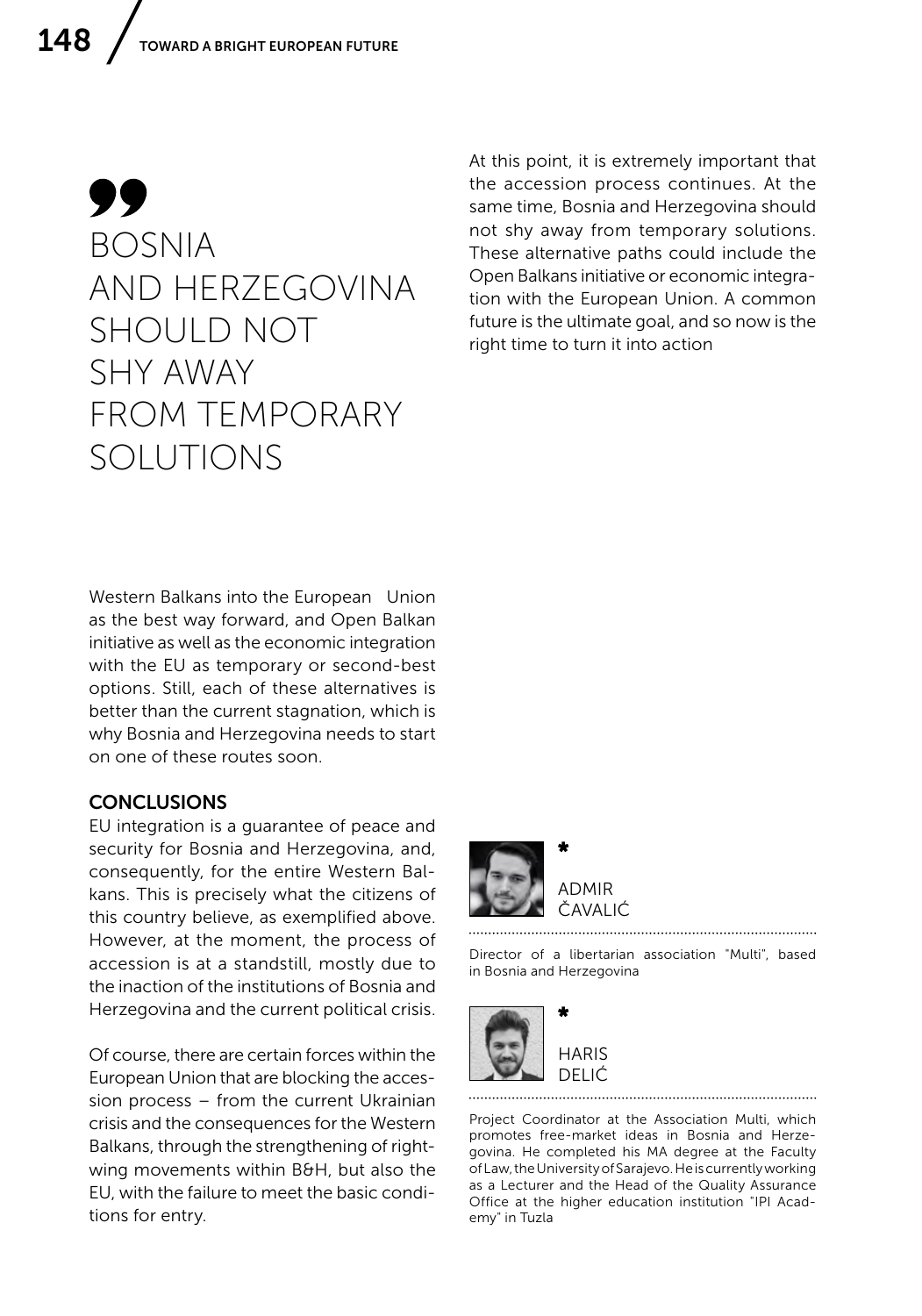> **BOSNIA AND HERZEGOVINA SHOULD NOT SHY AWAY FROM TEMPORARY SOLUTIONS**

At this point, it is extremely important that the accession process continues. At the same time, Bosnia and Herzegovina should not shy away from temporary solutions. These alternative paths could include the Open Balkans initiative or economic integration with the European Union. A common future is the ultimate goal, and so now is the right time to turn it into action

Western Balkans into the European Union as the best way forward, and Open Balkan initiative as well as the economic integration with the EU as temporary or second-best options. Still, each of these alternatives is better than the current stagnation, which is why Bosnia and Herzegovina needs to start on one of these routes soon.

## CONCLUSIONS

EU integration is a guarantee of peace and security for Bosnia and Herzegovina, and, consequently, for the entire Western Balkans. This is precisely what the citizens of this country believe, as exemplified above. However, at the moment, the process of accession is at a standstill, mostly due to the inaction of the institutions of Bosnia and Herzegovina and the current political crisis.

Of course, there are certain forces within the European Union that are blocking the accession process – from the current Ukrainian crisis and the consequences for the Western Balkans, through the strengthening of right-wing movements within B&H, but also the EU, with the failure to meet the basic conditions for entry.

*

ADMIR ČAVALIĆ

Director of a libertarian association "Multi", based in Bosnia and Herzegovina

*

HARIS DELIĆ

Project Coordinator at the Association Multi, which promotes free-market ideas in Bosnia and Herzegovina. He completed his MA degree at the Faculty of Law, the University of Sarajevo. He is currently working as a Lecturer and the Head of the Quality Assurance Office at the higher education institution "IPI Academy" in Tuzla